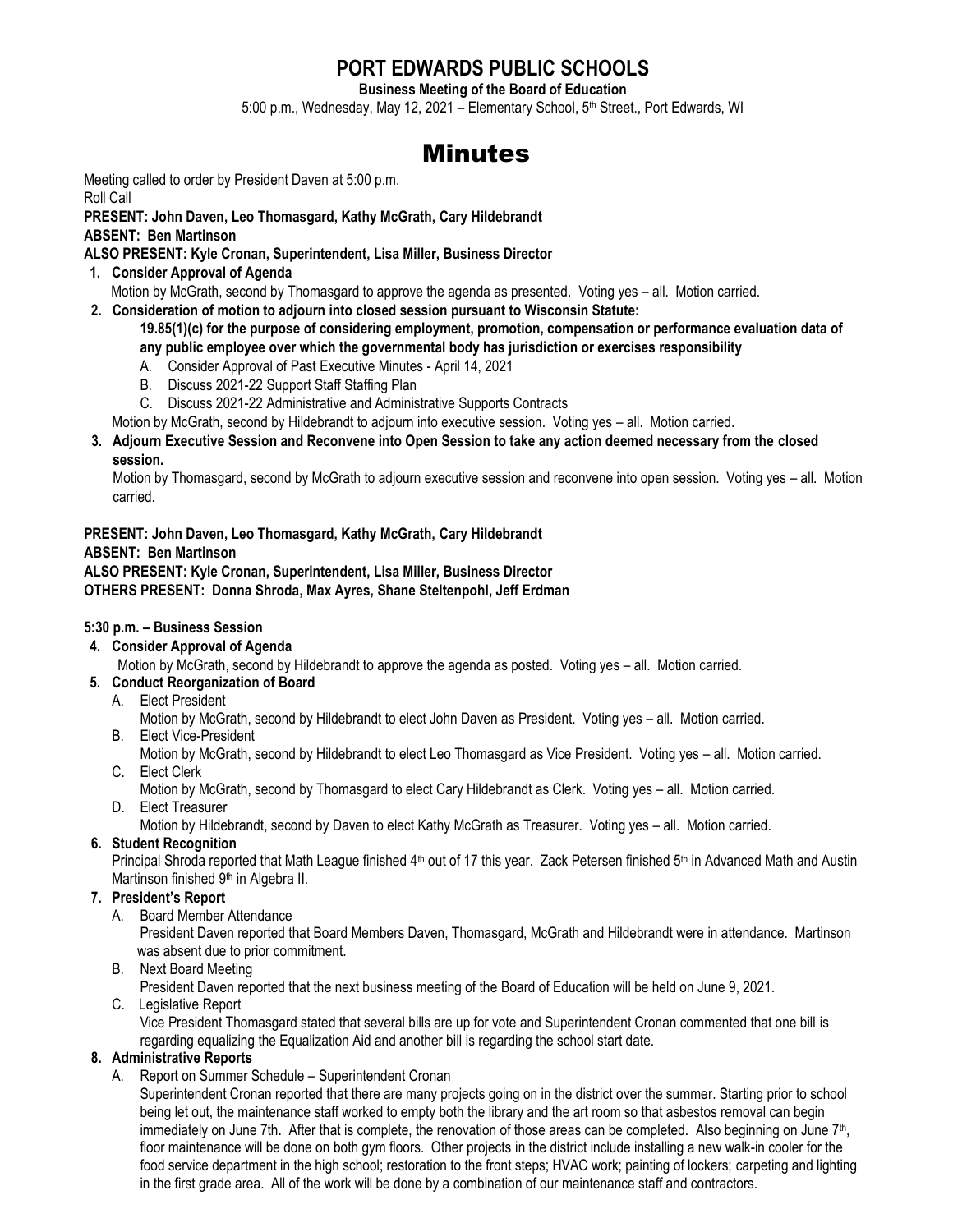# PORT EDWARDS PUBLIC SCHOOLS

**Business Meeting of the Board of Education**

5:00 p.m., Wednesday, May 12, 2021 – Elementary School, 5th Street., Port Edwards, WI

# Minutes

Meeting called to order by President Daven at 5:00 p.m.

Roll Call

**PRESENT: John Daven, Leo Thomasgard, Kathy McGrath, Cary Hildebrandt**

**ABSENT: Ben Martinson**

**ALSO PRESENT: Kyle Cronan, Superintendent, Lisa Miller, Business Director**

1. **Consider Approval of Agenda**
   Motion by McGrath, second by Thomasgard to approve the agenda as presented. Voting yes – all. Motion carried.
2. **Consideration of motion to adjourn into closed session pursuant to Wisconsin Statute:**
   **19.85(1)(c) for the purpose of considering employment, promotion, compensation or performance evaluation data of any public employee over which the governmental body has jurisdiction or exercises responsibility**
   A. Consider Approval of Past Executive Minutes - April 14, 2021
   B. Discuss 2021-22 Support Staff Staffing Plan
   C. Discuss 2021-22 Administrative and Administrative Supports Contracts

   Motion by McGrath, second by Hildebrandt to adjourn into executive session. Voting yes – all. Motion carried.
3. **Adjourn Executive Session and Reconvene into Open Session to take any action deemed necessary from the closed session.**
   Motion by Thomasgard, second by McGrath to adjourn executive session and reconvene into open session. Voting yes – all. Motion carried.

**PRESENT: John Daven, Leo Thomasgard, Kathy McGrath, Cary Hildebrandt**

**ABSENT: Ben Martinson**

**ALSO PRESENT: Kyle Cronan, Superintendent, Lisa Miller, Business Director**

**OTHERS PRESENT: Donna Shroda, Max Ayres, Shane Steltenpohl, Jeff Erdman**

**5:30 p.m. – Business Session**

4. **Consider Approval of Agenda**
   Motion by McGrath, second by Hildebrandt to approve the agenda as posted. Voting yes – all. Motion carried.
5. **Conduct Reorganization of Board**
   A. Elect President
      Motion by McGrath, second by Hildebrandt to elect John Daven as President. Voting yes – all. Motion carried.
   B. Elect Vice-President
      Motion by McGrath, second by Hildebrandt to elect Leo Thomasgard as Vice President. Voting yes – all. Motion carried.
   C. Elect Clerk
      Motion by McGrath, second by Thomasgard to elect Cary Hildebrandt as Clerk. Voting yes – all. Motion carried.
   D. Elect Treasurer
      Motion by Hildebrandt, second by Daven to elect Kathy McGrath as Treasurer. Voting yes – all. Motion carried.
6. **Student Recognition**
   Principal Shroda reported that Math League finished 4th out of 17 this year. Zack Petersen finished 5th in Advanced Math and Austin Martinson finished 9th in Algebra II.
7. **President's Report**
   A. Board Member Attendance
      President Daven reported that Board Members Daven, Thomasgard, McGrath and Hildebrandt were in attendance. Martinson was absent due to prior commitment.
   B. Next Board Meeting
      President Daven reported that the next business meeting of the Board of Education will be held on June 9, 2021.
   C. Legislative Report
      Vice President Thomasgard stated that several bills are up for vote and Superintendent Cronan commented that one bill is regarding equalizing the Equalization Aid and another bill is regarding the school start date.
8. **Administrative Reports**
   A. Report on Summer Schedule – Superintendent Cronan
      Superintendent Cronan reported that there are many projects going on in the district over the summer. Starting prior to school being let out, the maintenance staff worked to empty both the library and the art room so that asbestos removal can begin immediately on June 7th. After that is complete, the renovation of those areas can be completed. Also beginning on June 7th, floor maintenance will be done on both gym floors. Other projects in the district include installing a new walk-in cooler for the food service department in the high school; restoration to the front steps; HVAC work; painting of lockers; carpeting and lighting in the first grade area. All of the work will be done by a combination of our maintenance staff and contractors.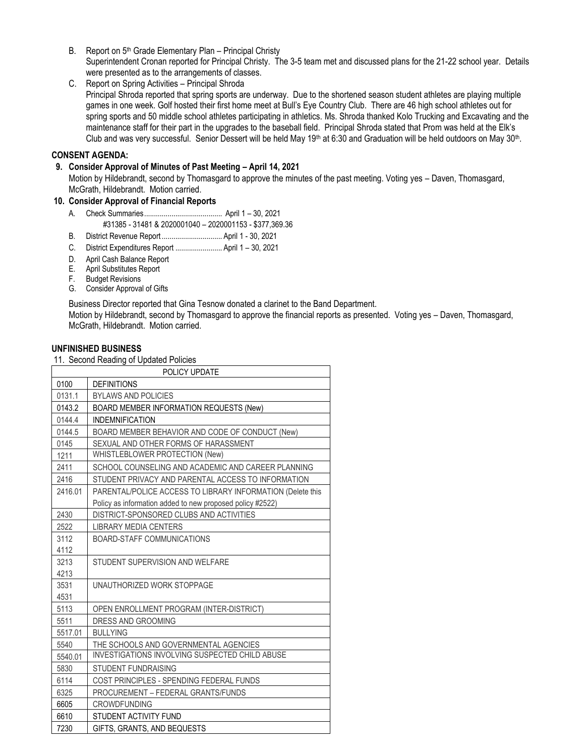B. Report on 5th Grade Elementary Plan – Principal Christy
   Superintendent Cronan reported for Principal Christy. The 3-5 team met and discussed plans for the 21-22 school year. Details were presented as to the arrangements of classes.

C. Report on Spring Activities – Principal Shroda
   Principal Shroda reported that spring sports are underway. Due to the shortened season student athletes are playing multiple games in one week. Golf hosted their first home meet at Bull's Eye Country Club. There are 46 high school athletes out for spring sports and 50 middle school athletes participating in athletics. Ms. Shroda thanked Kolo Trucking and Excavating and the maintenance staff for their part in the upgrades to the baseball field. Principal Shroda stated that Prom was held at the Elk's Club and was very successful. Senior Dessert will be held May 19th at 6:30 and Graduation will be held outdoors on May 30th.

**CONSENT AGENDA:**

**9. Consider Approval of Minutes of Past Meeting – April 14, 2021**

Motion by Hildebrandt, second by Thomasgard to approve the minutes of the past meeting. Voting yes – Daven, Thomasgard, McGrath, Hildebrandt. Motion carried.

**10. Consider Approval of Financial Reports**

A. Check Summaries........................................ April 1 – 30, 2021
   #31385 - 31481 & 2020001040 – 2020001153 - $377,369.36
B. District Revenue Report............................... April 1 - 30, 2021
C. District Expenditures Report ........................ April 1 – 30, 2021
D. April Cash Balance Report
E. April Substitutes Report
F. Budget Revisions
G. Consider Approval of Gifts

Business Director reported that Gina Tesnow donated a clarinet to the Band Department.
Motion by Hildebrandt, second by Thomasgard to approve the financial reports as presented. Voting yes – Daven, Thomasgard, McGrath, Hildebrandt. Motion carried.

**UNFINISHED BUSINESS**

11. Second Reading of Updated Policies

| POLICY UPDATE | |
|---|---|
| 0100 | DEFINITIONS |
| 0131.1 | BYLAWS AND POLICIES |
| 0143.2 | BOARD MEMBER INFORMATION REQUESTS (New) |
| 0144.4 | INDEMNIFICATION |
| 0144.5 | BOARD MEMBER BEHAVIOR AND CODE OF CONDUCT (New) |
| 0145 | SEXUAL AND OTHER FORMS OF HARASSMENT |
| 1211 | WHISTLEBLOWER PROTECTION (New) |
| 2411 | SCHOOL COUNSELING AND ACADEMIC AND CAREER PLANNING |
| 2416 | STUDENT PRIVACY AND PARENTAL ACCESS TO INFORMATION |
| 2416.01 | PARENTAL/POLICE ACCESS TO LIBRARY INFORMATION (Delete this Policy as information added to new proposed policy #2522) |
| 2430 | DISTRICT-SPONSORED CLUBS AND ACTIVITIES |
| 2522 | LIBRARY MEDIA CENTERS |
| 3112 4112 | BOARD-STAFF COMMUNICATIONS |
| 3213 4213 | STUDENT SUPERVISION AND WELFARE |
| 3531 4531 | UNAUTHORIZED WORK STOPPAGE |
| 5113 | OPEN ENROLLMENT PROGRAM (INTER-DISTRICT) |
| 5511 | DRESS AND GROOMING |
| 5517.01 | BULLYING |
| 5540 | THE SCHOOLS AND GOVERNMENTAL AGENCIES |
| 5540.01 | INVESTIGATIONS INVOLVING SUSPECTED CHILD ABUSE |
| 5830 | STUDENT FUNDRAISING |
| 6114 | COST PRINCIPLES - SPENDING FEDERAL FUNDS |
| 6325 | PROCUREMENT – FEDERAL GRANTS/FUNDS |
| 6605 | CROWDFUNDING |
| 6610 | STUDENT ACTIVITY FUND |
| 7230 | GIFTS, GRANTS, AND BEQUESTS |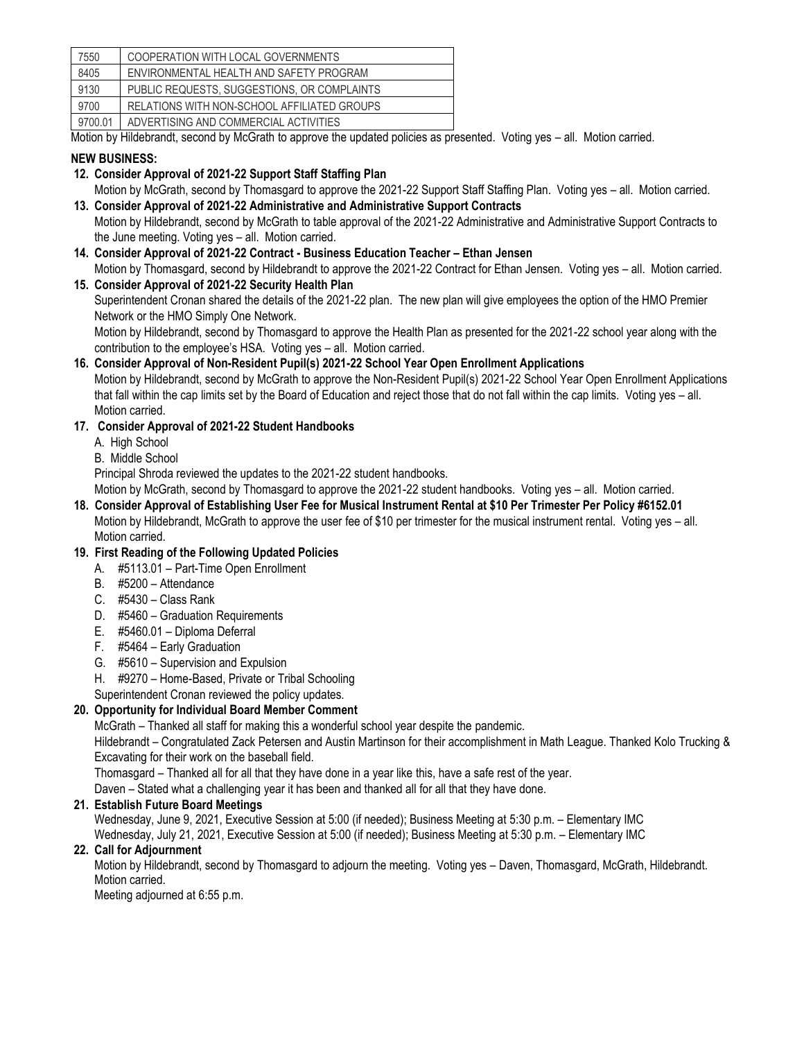| | |
|---|---|
| 7550 | COOPERATION WITH LOCAL GOVERNMENTS |
| 8405 | ENVIRONMENTAL HEALTH AND SAFETY PROGRAM |
| 9130 | PUBLIC REQUESTS, SUGGESTIONS, OR COMPLAINTS |
| 9700 | RELATIONS WITH NON-SCHOOL AFFILIATED GROUPS |
| 9700.01 | ADVERTISING AND COMMERCIAL ACTIVITIES |

Motion by Hildebrandt, second by McGrath to approve the updated policies as presented. Voting yes – all. Motion carried.

**NEW BUSINESS:**

**12. Consider Approval of 2021-22 Support Staff Staffing Plan**

Motion by McGrath, second by Thomasgard to approve the 2021-22 Support Staff Staffing Plan. Voting yes – all. Motion carried.

**13. Consider Approval of 2021-22 Administrative and Administrative Support Contracts**

Motion by Hildebrandt, second by McGrath to table approval of the 2021-22 Administrative and Administrative Support Contracts to the June meeting. Voting yes – all. Motion carried.

**14. Consider Approval of 2021-22 Contract - Business Education Teacher – Ethan Jensen**

Motion by Thomasgard, second by Hildebrandt to approve the 2021-22 Contract for Ethan Jensen. Voting yes – all. Motion carried.

**15. Consider Approval of 2021-22 Security Health Plan**

Superintendent Cronan shared the details of the 2021-22 plan. The new plan will give employees the option of the HMO Premier Network or the HMO Simply One Network.

Motion by Hildebrandt, second by Thomasgard to approve the Health Plan as presented for the 2021-22 school year along with the contribution to the employee's HSA. Voting yes – all. Motion carried.

**16. Consider Approval of Non-Resident Pupil(s) 2021-22 School Year Open Enrollment Applications**

Motion by Hildebrandt, second by McGrath to approve the Non-Resident Pupil(s) 2021-22 School Year Open Enrollment Applications that fall within the cap limits set by the Board of Education and reject those that do not fall within the cap limits. Voting yes – all. Motion carried.

**17. Consider Approval of 2021-22 Student Handbooks**

A. High School
B. Middle School

Principal Shroda reviewed the updates to the 2021-22 student handbooks.

Motion by McGrath, second by Thomasgard to approve the 2021-22 student handbooks. Voting yes – all. Motion carried.

**18. Consider Approval of Establishing User Fee for Musical Instrument Rental at $10 Per Trimester Per Policy #6152.01**

Motion by Hildebrandt, McGrath to approve the user fee of $10 per trimester for the musical instrument rental. Voting yes – all. Motion carried.

**19. First Reading of the Following Updated Policies**

A. #5113.01 – Part-Time Open Enrollment
B. #5200 – Attendance
C. #5430 – Class Rank
D. #5460 – Graduation Requirements
E. #5460.01 – Diploma Deferral
F. #5464 – Early Graduation
G. #5610 – Supervision and Expulsion
H. #9270 – Home-Based, Private or Tribal Schooling

Superintendent Cronan reviewed the policy updates.

**20. Opportunity for Individual Board Member Comment**

McGrath – Thanked all staff for making this a wonderful school year despite the pandemic.

Hildebrandt – Congratulated Zack Petersen and Austin Martinson for their accomplishment in Math League. Thanked Kolo Trucking & Excavating for their work on the baseball field.

Thomasgard – Thanked all for all that they have done in a year like this, have a safe rest of the year.

Daven – Stated what a challenging year it has been and thanked all for all that they have done.

**21. Establish Future Board Meetings**

Wednesday, June 9, 2021, Executive Session at 5:00 (if needed); Business Meeting at 5:30 p.m. – Elementary IMC
Wednesday, July 21, 2021, Executive Session at 5:00 (if needed); Business Meeting at 5:30 p.m. – Elementary IMC

**22. Call for Adjournment**

Motion by Hildebrandt, second by Thomasgard to adjourn the meeting. Voting yes – Daven, Thomasgard, McGrath, Hildebrandt. Motion carried.

Meeting adjourned at 6:55 p.m.